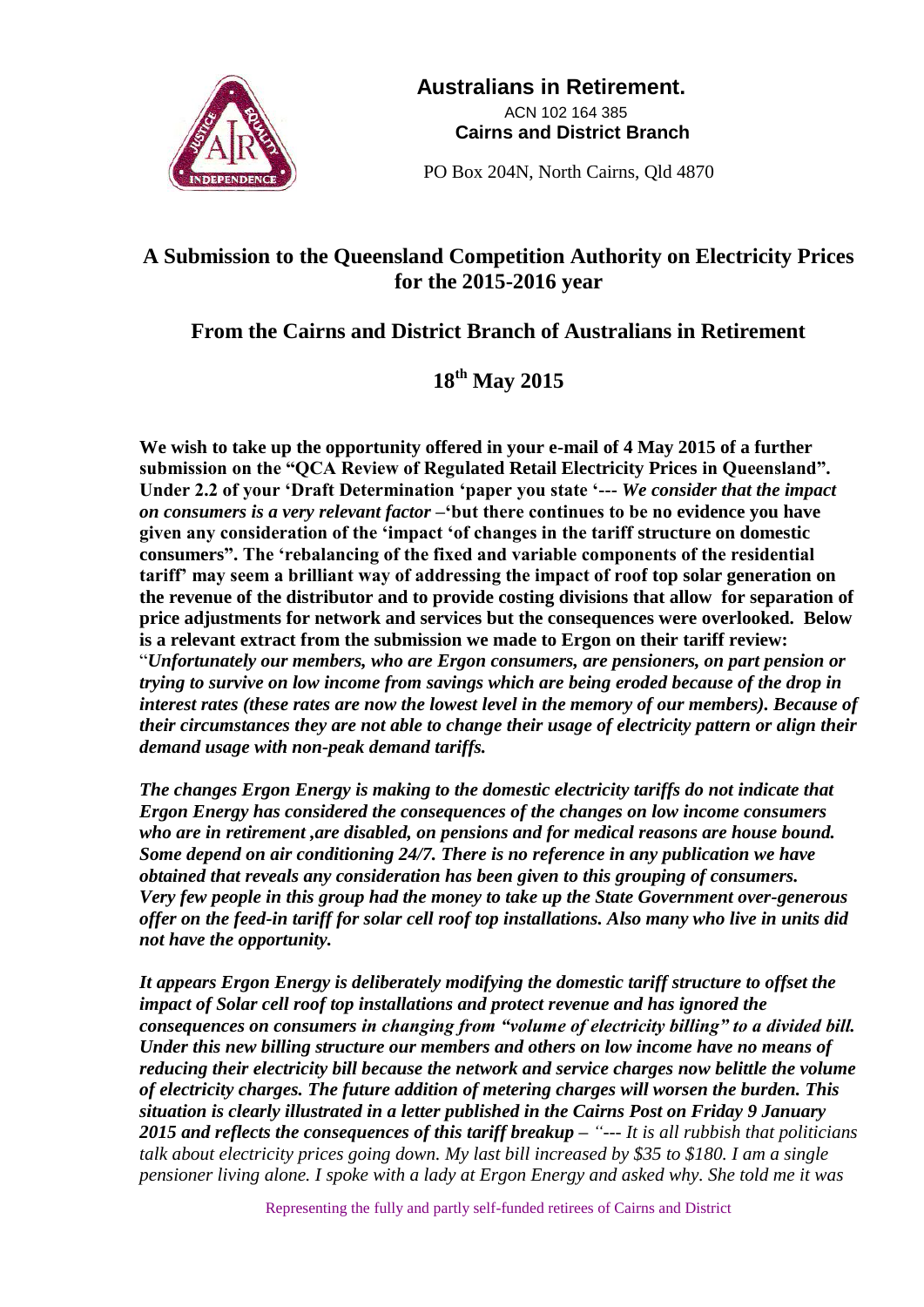**Australians in Retirement.**

ACN 102 164 385

**Cairns and District Branch**

PO Box 204N, North Cairns, Qld 4870

## A Submission to the Queensland Competition Authority on Electricity Prices for the 2015-2016 year

## From the Cairns and District Branch of Australians in Retirement

## 18th May 2015

**We wish to take up the opportunity offered in your e-mail of 4 May 2015 of a further submission on the "QCA Review of Regulated Retail Electricity Prices in Queensland". Under 2.2 of your 'Draft Determination 'paper you state '---** ***We consider that the impact on consumers is a very relevant factor*** **–'but there continues to be no evidence you have given any consideration of the 'impact 'of changes in the tariff structure on domestic consumers". The 'rebalancing of the fixed and variable components of the residential tariff' may seem a brilliant way of addressing the impact of roof top solar generation on the revenue of the distributor and to provide costing divisions that allow for separation of price adjustments for network and services but the consequences were overlooked. Below is a relevant extract from the submission we made to Ergon on their tariff review:**

***"Unfortunately our members, who are Ergon consumers, are pensioners, on part pension or trying to survive on low income from savings which are being eroded because of the drop in interest rates (these rates are now the lowest level in the memory of our members). Because of their circumstances they are not able to change their usage of electricity pattern or align their demand usage with non-peak demand tariffs.***

***The changes Ergon Energy is making to the domestic electricity tariffs do not indicate that Ergon Energy has considered the consequences of the changes on low income consumers who are in retirement ,are disabled, on pensions and for medical reasons are house bound. Some depend on air conditioning 24/7. There is no reference in any publication we have obtained that reveals any consideration has been given to this grouping of consumers. Very few people in this group had the money to take up the State Government over-generous offer on the feed-in tariff for solar cell roof top installations. Also many who live in units did not have the opportunity.***

***It appears Ergon Energy is deliberately modifying the domestic tariff structure to offset the impact of Solar cell roof top installations and protect revenue and has ignored the consequences on consumers in changing from "volume of electricity billing" to a divided bill. Under this new billing structure our members and others on low income have no means of reducing their electricity bill because the network and service charges now belittle the volume of electricity charges. The future addition of metering charges will worsen the burden. This situation is clearly illustrated in a letter published in the Cairns Post on Friday 9 January 2015 and reflects the consequences of this tariff breakup –*** *"--- It is all rubbish that politicians talk about electricity prices going down. My last bill increased by $35 to $180. I am a single pensioner living alone. I spoke with a lady at Ergon Energy and asked why. She told me it was*

Representing the fully and partly self-funded retirees of Cairns and District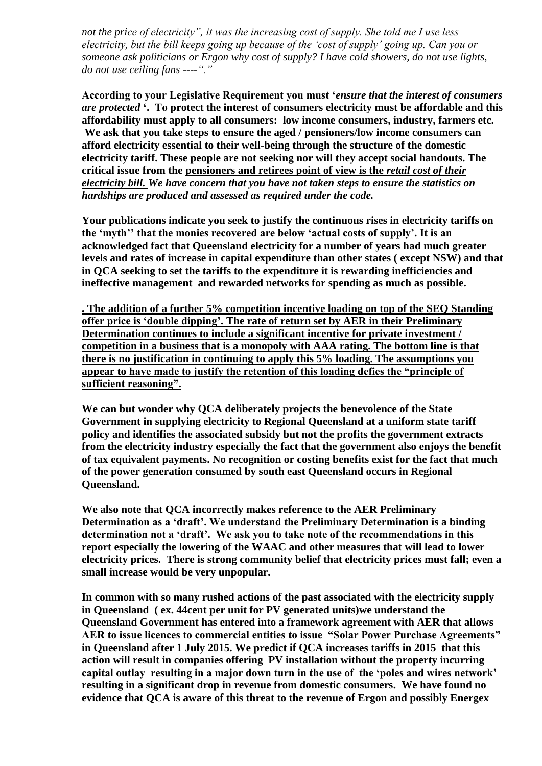*not the price of electricity", it was the increasing cost of supply. She told me I use less electricity, but the bill keeps going up because of the 'cost of supply' going up. Can you or someone ask politicians or Ergon why cost of supply? I have cold showers, do not use lights, do not use ceiling fans ----"."*

**According to your Legislative Requirement you must '*ensure that the interest of consumers are protected* '. To protect the interest of consumers electricity must be affordable and this affordability must apply to all consumers: low income consumers, industry, farmers etc. We ask that you take steps to ensure the aged / pensioners/low income consumers can afford electricity essential to their well-being through the structure of the domestic electricity tariff. These people are not seeking nor will they accept social handouts. The critical issue from the <u>pensioners and retirees point of view is the *retail cost of their electricity bill.*</u> *We have concern that you have not taken steps to ensure the statistics on hardships are produced and assessed as required under the code.***

**Your publications indicate you seek to justify the continuous rises in electricity tariffs on the 'myth'' that the monies recovered are below 'actual costs of supply'. It is an acknowledged fact that Queensland electricity for a number of years had much greater levels and rates of increase in capital expenditure than other states ( except NSW) and that in QCA seeking to set the tariffs to the expenditure it is rewarding inefficiencies and ineffective management and rewarded networks for spending as much as possible.**

**<u>. The addition of a further 5% competition incentive loading on top of the SEQ Standing offer price is 'double dipping'. The rate of return set by AER in their Preliminary Determination continues to include a significant incentive for private investment / competition in a business that is a monopoly with AAA rating. The bottom line is that there is no justification in continuing to apply this 5% loading. The assumptions you appear to have made to justify the retention of this loading defies the "principle of sufficient reasoning".</u>**

**We can but wonder why QCA deliberately projects the benevolence of the State Government in supplying electricity to Regional Queensland at a uniform state tariff policy and identifies the associated subsidy but not the profits the government extracts from the electricity industry especially the fact that the government also enjoys the benefit of tax equivalent payments. No recognition or costing benefits exist for the fact that much of the power generation consumed by south east Queensland occurs in Regional Queensland.**

**We also note that QCA incorrectly makes reference to the AER Preliminary Determination as a 'draft'. We understand the Preliminary Determination is a binding determination not a 'draft'. We ask you to take note of the recommendations in this report especially the lowering of the WAAC and other measures that will lead to lower electricity prices. There is strong community belief that electricity prices must fall; even a small increase would be very unpopular.**

**In common with so many rushed actions of the past associated with the electricity supply in Queensland ( ex. 44cent per unit for PV generated units)we understand the Queensland Government has entered into a framework agreement with AER that allows AER to issue licences to commercial entities to issue "Solar Power Purchase Agreements" in Queensland after 1 July 2015. We predict if QCA increases tariffs in 2015 that this action will result in companies offering PV installation without the property incurring capital outlay resulting in a major down turn in the use of the 'poles and wires network' resulting in a significant drop in revenue from domestic consumers. We have found no evidence that QCA is aware of this threat to the revenue of Ergon and possibly Energex**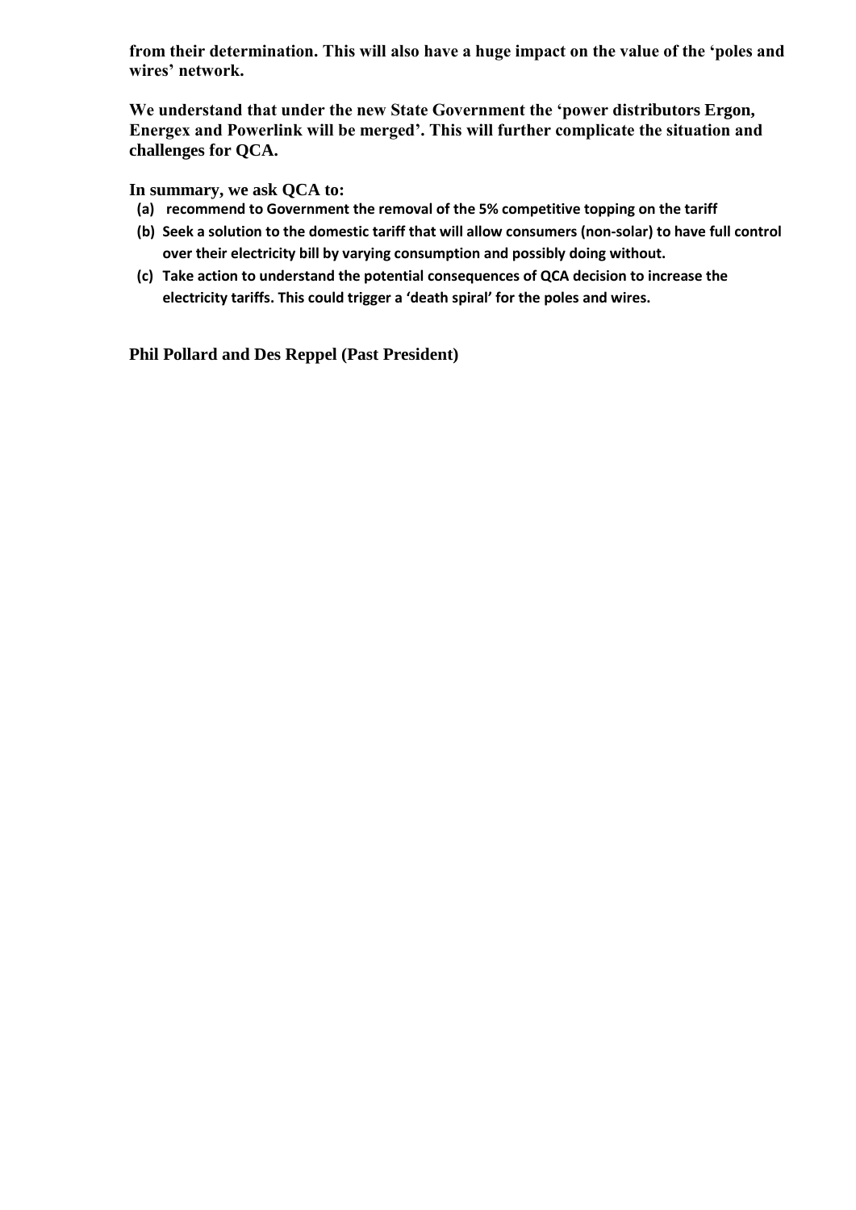**from their determination. This will also have a huge impact on the value of the 'poles and wires' network.**

**We understand that under the new State Government the 'power distributors Ergon, Energex and Powerlink will be merged'. This will further complicate the situation and challenges for QCA.**

**In summary, we ask QCA to:**

- **(a) recommend to Government the removal of the 5% competitive topping on the tariff**
- **(b) Seek a solution to the domestic tariff that will allow consumers (non-solar) to have full control over their electricity bill by varying consumption and possibly doing without.**
- **(c) Take action to understand the potential consequences of QCA decision to increase the electricity tariffs. This could trigger a 'death spiral' for the poles and wires.**

**Phil Pollard and Des Reppel (Past President)**